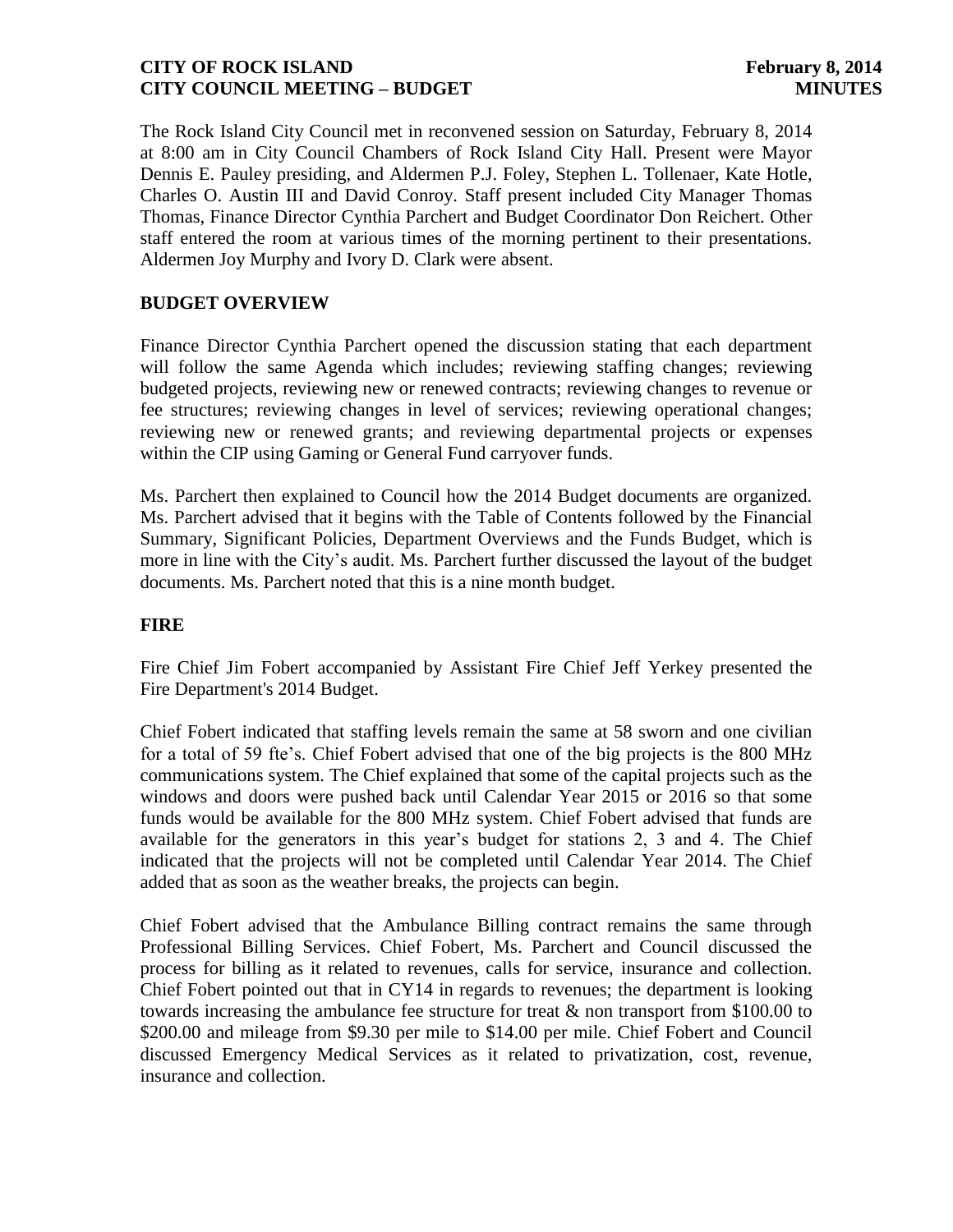The Rock Island City Council met in reconvened session on Saturday, February 8, 2014 at 8:00 am in City Council Chambers of Rock Island City Hall. Present were Mayor Dennis E. Pauley presiding, and Aldermen P.J. Foley, Stephen L. Tollenaer, Kate Hotle, Charles O. Austin III and David Conroy. Staff present included City Manager Thomas Thomas, Finance Director Cynthia Parchert and Budget Coordinator Don Reichert. Other staff entered the room at various times of the morning pertinent to their presentations. Aldermen Joy Murphy and Ivory D. Clark were absent.

## BUDGET OVERVIEW

Finance Director Cynthia Parchert opened the discussion stating that each department will follow the same Agenda which includes; reviewing staffing changes; reviewing budgeted projects, reviewing new or renewed contracts; reviewing changes to revenue or fee structures; reviewing changes in level of services; reviewing operational changes; reviewing new or renewed grants; and reviewing departmental projects or expenses within the CIP using Gaming or General Fund carryover funds.

Ms. Parchert then explained to Council how the 2014 Budget documents are organized. Ms. Parchert advised that it begins with the Table of Contents followed by the Financial Summary, Significant Policies, Department Overviews and the Funds Budget, which is more in line with the City's audit. Ms. Parchert further discussed the layout of the budget documents. Ms. Parchert noted that this is a nine month budget.

## FIRE

Fire Chief Jim Fobert accompanied by Assistant Fire Chief Jeff Yerkey presented the Fire Department's 2014 Budget.

Chief Fobert indicated that staffing levels remain the same at 58 sworn and one civilian for a total of 59 fte's. Chief Fobert advised that one of the big projects is the 800 MHz communications system. The Chief explained that some of the capital projects such as the windows and doors were pushed back until Calendar Year 2015 or 2016 so that some funds would be available for the 800 MHz system. Chief Fobert advised that funds are available for the generators in this year's budget for stations 2, 3 and 4. The Chief indicated that the projects will not be completed until Calendar Year 2014. The Chief added that as soon as the weather breaks, the projects can begin.

Chief Fobert advised that the Ambulance Billing contract remains the same through Professional Billing Services. Chief Fobert, Ms. Parchert and Council discussed the process for billing as it related to revenues, calls for service, insurance and collection. Chief Fobert pointed out that in CY14 in regards to revenues; the department is looking towards increasing the ambulance fee structure for treat & non transport from $100.00 to $200.00 and mileage from $9.30 per mile to $14.00 per mile. Chief Fobert and Council discussed Emergency Medical Services as it related to privatization, cost, revenue, insurance and collection.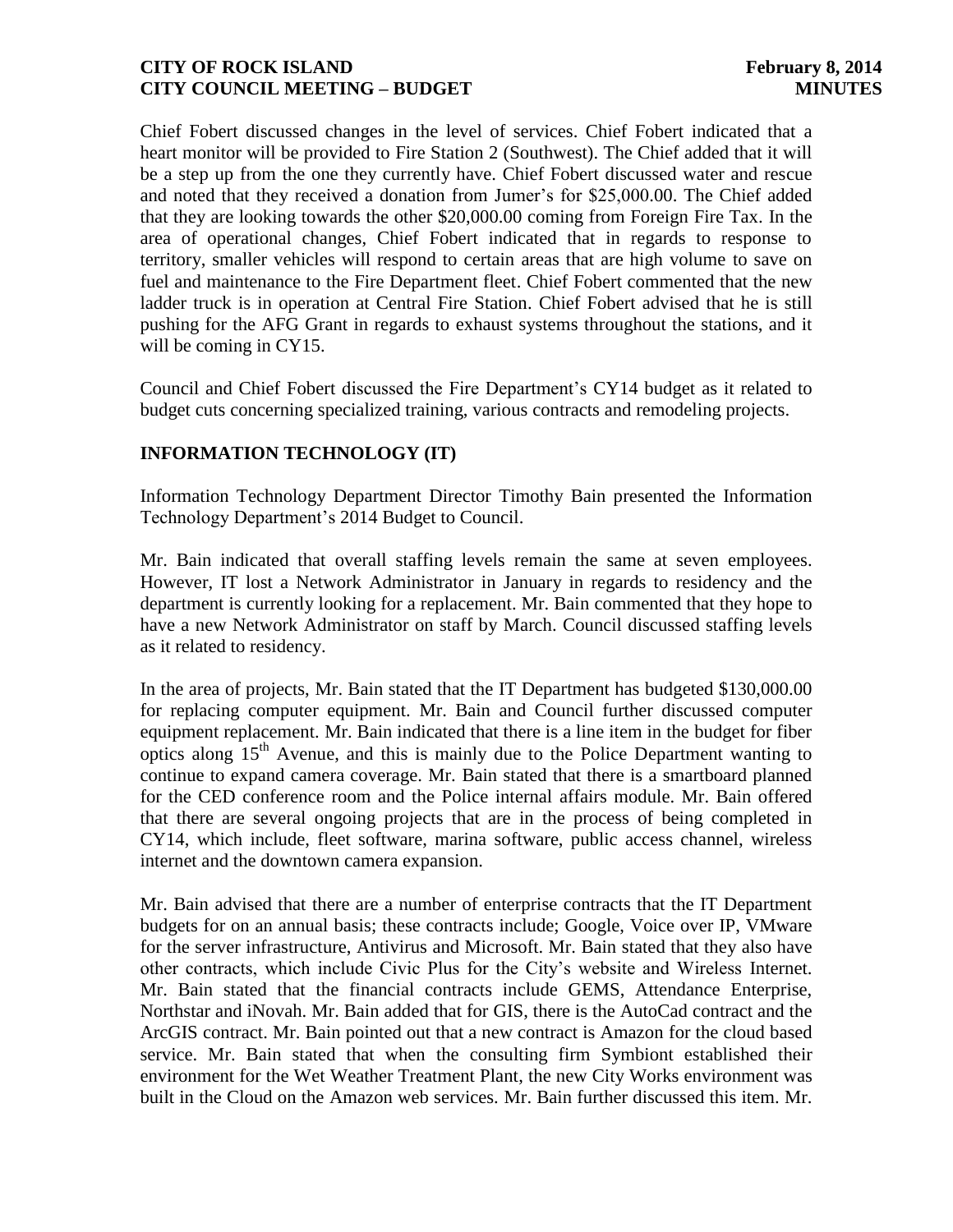Chief Fobert discussed changes in the level of services. Chief Fobert indicated that a heart monitor will be provided to Fire Station 2 (Southwest). The Chief added that it will be a step up from the one they currently have. Chief Fobert discussed water and rescue and noted that they received a donation from Jumer's for $25,000.00. The Chief added that they are looking towards the other $20,000.00 coming from Foreign Fire Tax. In the area of operational changes, Chief Fobert indicated that in regards to response to territory, smaller vehicles will respond to certain areas that are high volume to save on fuel and maintenance to the Fire Department fleet. Chief Fobert commented that the new ladder truck is in operation at Central Fire Station. Chief Fobert advised that he is still pushing for the AFG Grant in regards to exhaust systems throughout the stations, and it will be coming in CY15.

Council and Chief Fobert discussed the Fire Department's CY14 budget as it related to budget cuts concerning specialized training, various contracts and remodeling projects.

## INFORMATION TECHNOLOGY (IT)

Information Technology Department Director Timothy Bain presented the Information Technology Department's 2014 Budget to Council.

Mr. Bain indicated that overall staffing levels remain the same at seven employees. However, IT lost a Network Administrator in January in regards to residency and the department is currently looking for a replacement. Mr. Bain commented that they hope to have a new Network Administrator on staff by March. Council discussed staffing levels as it related to residency.

In the area of projects, Mr. Bain stated that the IT Department has budgeted $130,000.00 for replacing computer equipment. Mr. Bain and Council further discussed computer equipment replacement. Mr. Bain indicated that there is a line item in the budget for fiber optics along 15th Avenue, and this is mainly due to the Police Department wanting to continue to expand camera coverage. Mr. Bain stated that there is a smartboard planned for the CED conference room and the Police internal affairs module. Mr. Bain offered that there are several ongoing projects that are in the process of being completed in CY14, which include, fleet software, marina software, public access channel, wireless internet and the downtown camera expansion.

Mr. Bain advised that there are a number of enterprise contracts that the IT Department budgets for on an annual basis; these contracts include; Google, Voice over IP, VMware for the server infrastructure, Antivirus and Microsoft. Mr. Bain stated that they also have other contracts, which include Civic Plus for the City's website and Wireless Internet. Mr. Bain stated that the financial contracts include GEMS, Attendance Enterprise, Northstar and iNovah. Mr. Bain added that for GIS, there is the AutoCad contract and the ArcGIS contract. Mr. Bain pointed out that a new contract is Amazon for the cloud based service. Mr. Bain stated that when the consulting firm Symbiont established their environment for the Wet Weather Treatment Plant, the new City Works environment was built in the Cloud on the Amazon web services. Mr. Bain further discussed this item. Mr.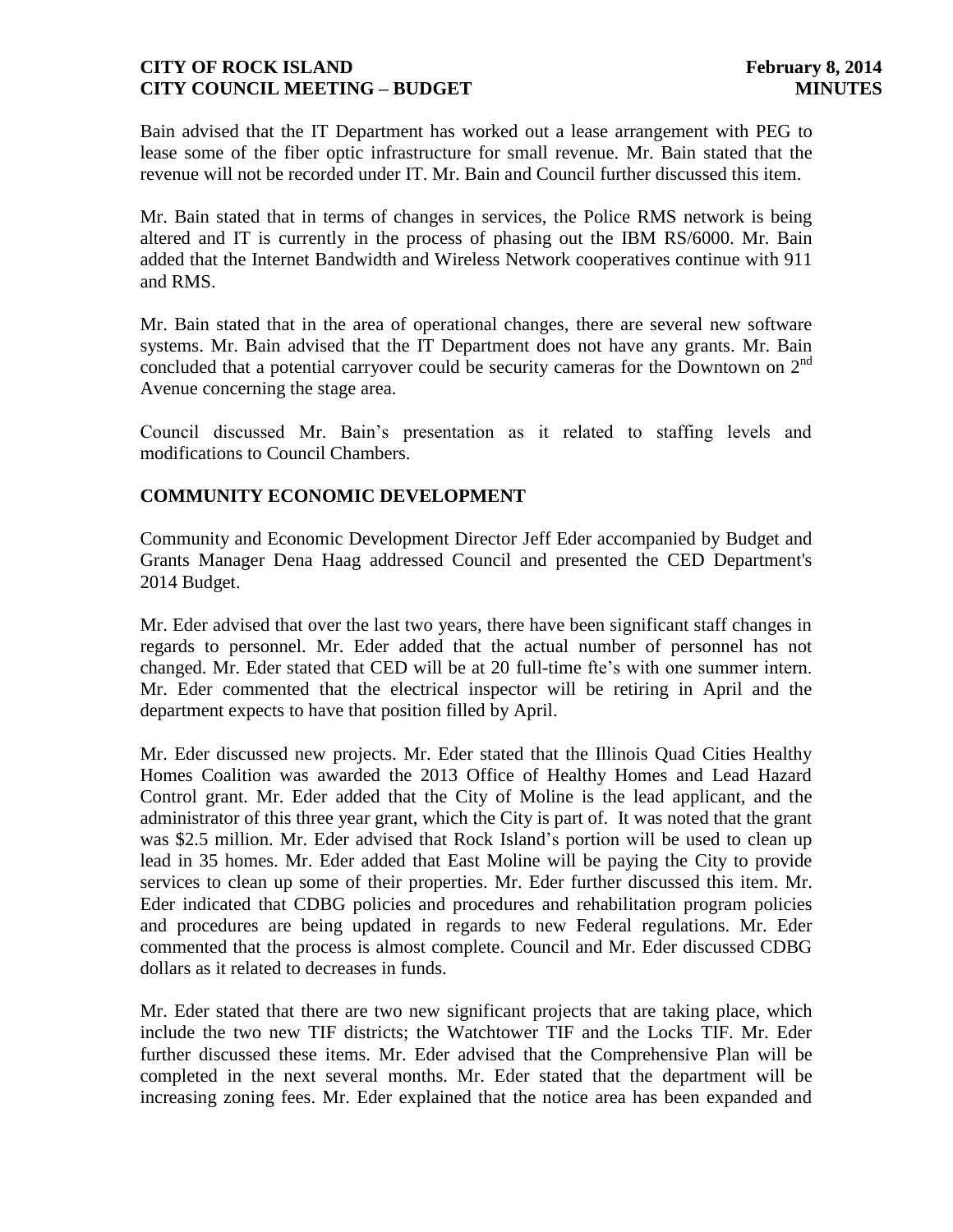Bain advised that the IT Department has worked out a lease arrangement with PEG to lease some of the fiber optic infrastructure for small revenue. Mr. Bain stated that the revenue will not be recorded under IT. Mr. Bain and Council further discussed this item.

Mr. Bain stated that in terms of changes in services, the Police RMS network is being altered and IT is currently in the process of phasing out the IBM RS/6000. Mr. Bain added that the Internet Bandwidth and Wireless Network cooperatives continue with 911 and RMS.

Mr. Bain stated that in the area of operational changes, there are several new software systems. Mr. Bain advised that the IT Department does not have any grants. Mr. Bain concluded that a potential carryover could be security cameras for the Downtown on 2nd Avenue concerning the stage area.

Council discussed Mr. Bain's presentation as it related to staffing levels and modifications to Council Chambers.

## COMMUNITY ECONOMIC DEVELOPMENT

Community and Economic Development Director Jeff Eder accompanied by Budget and Grants Manager Dena Haag addressed Council and presented the CED Department's 2014 Budget.

Mr. Eder advised that over the last two years, there have been significant staff changes in regards to personnel. Mr. Eder added that the actual number of personnel has not changed. Mr. Eder stated that CED will be at 20 full-time fte's with one summer intern. Mr. Eder commented that the electrical inspector will be retiring in April and the department expects to have that position filled by April.

Mr. Eder discussed new projects. Mr. Eder stated that the Illinois Quad Cities Healthy Homes Coalition was awarded the 2013 Office of Healthy Homes and Lead Hazard Control grant. Mr. Eder added that the City of Moline is the lead applicant, and the administrator of this three year grant, which the City is part of. It was noted that the grant was $2.5 million. Mr. Eder advised that Rock Island's portion will be used to clean up lead in 35 homes. Mr. Eder added that East Moline will be paying the City to provide services to clean up some of their properties. Mr. Eder further discussed this item. Mr. Eder indicated that CDBG policies and procedures and rehabilitation program policies and procedures are being updated in regards to new Federal regulations. Mr. Eder commented that the process is almost complete. Council and Mr. Eder discussed CDBG dollars as it related to decreases in funds.

Mr. Eder stated that there are two new significant projects that are taking place, which include the two new TIF districts; the Watchtower TIF and the Locks TIF. Mr. Eder further discussed these items. Mr. Eder advised that the Comprehensive Plan will be completed in the next several months. Mr. Eder stated that the department will be increasing zoning fees. Mr. Eder explained that the notice area has been expanded and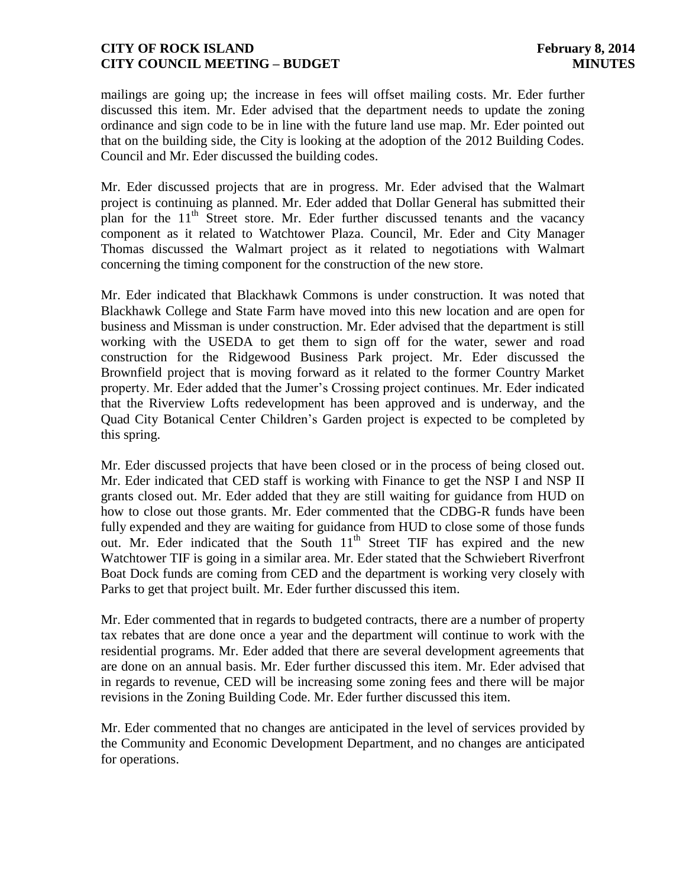mailings are going up; the increase in fees will offset mailing costs. Mr. Eder further discussed this item. Mr. Eder advised that the department needs to update the zoning ordinance and sign code to be in line with the future land use map. Mr. Eder pointed out that on the building side, the City is looking at the adoption of the 2012 Building Codes. Council and Mr. Eder discussed the building codes.

Mr. Eder discussed projects that are in progress. Mr. Eder advised that the Walmart project is continuing as planned. Mr. Eder added that Dollar General has submitted their plan for the 11th Street store. Mr. Eder further discussed tenants and the vacancy component as it related to Watchtower Plaza. Council, Mr. Eder and City Manager Thomas discussed the Walmart project as it related to negotiations with Walmart concerning the timing component for the construction of the new store.

Mr. Eder indicated that Blackhawk Commons is under construction. It was noted that Blackhawk College and State Farm have moved into this new location and are open for business and Missman is under construction. Mr. Eder advised that the department is still working with the USEDA to get them to sign off for the water, sewer and road construction for the Ridgewood Business Park project. Mr. Eder discussed the Brownfield project that is moving forward as it related to the former Country Market property. Mr. Eder added that the Jumer's Crossing project continues. Mr. Eder indicated that the Riverview Lofts redevelopment has been approved and is underway, and the Quad City Botanical Center Children's Garden project is expected to be completed by this spring.

Mr. Eder discussed projects that have been closed or in the process of being closed out. Mr. Eder indicated that CED staff is working with Finance to get the NSP I and NSP II grants closed out. Mr. Eder added that they are still waiting for guidance from HUD on how to close out those grants. Mr. Eder commented that the CDBG-R funds have been fully expended and they are waiting for guidance from HUD to close some of those funds out. Mr. Eder indicated that the South 11th Street TIF has expired and the new Watchtower TIF is going in a similar area. Mr. Eder stated that the Schwiebert Riverfront Boat Dock funds are coming from CED and the department is working very closely with Parks to get that project built. Mr. Eder further discussed this item.

Mr. Eder commented that in regards to budgeted contracts, there are a number of property tax rebates that are done once a year and the department will continue to work with the residential programs. Mr. Eder added that there are several development agreements that are done on an annual basis. Mr. Eder further discussed this item. Mr. Eder advised that in regards to revenue, CED will be increasing some zoning fees and there will be major revisions in the Zoning Building Code. Mr. Eder further discussed this item.

Mr. Eder commented that no changes are anticipated in the level of services provided by the Community and Economic Development Department, and no changes are anticipated for operations.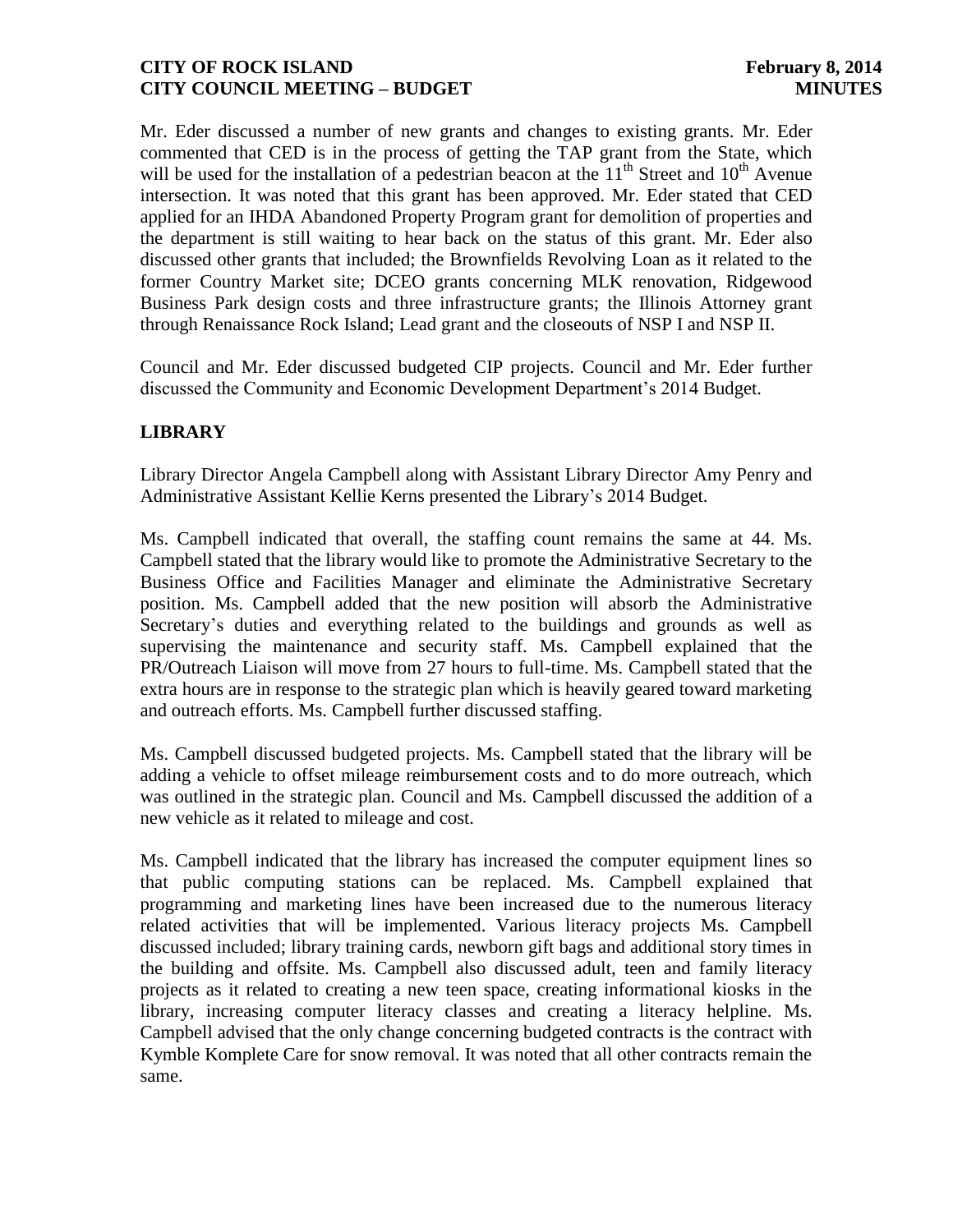Mr. Eder discussed a number of new grants and changes to existing grants. Mr. Eder commented that CED is in the process of getting the TAP grant from the State, which will be used for the installation of a pedestrian beacon at the 11th Street and 10th Avenue intersection. It was noted that this grant has been approved. Mr. Eder stated that CED applied for an IHDA Abandoned Property Program grant for demolition of properties and the department is still waiting to hear back on the status of this grant. Mr. Eder also discussed other grants that included; the Brownfields Revolving Loan as it related to the former Country Market site; DCEO grants concerning MLK renovation, Ridgewood Business Park design costs and three infrastructure grants; the Illinois Attorney grant through Renaissance Rock Island; Lead grant and the closeouts of NSP I and NSP II.

Council and Mr. Eder discussed budgeted CIP projects. Council and Mr. Eder further discussed the Community and Economic Development Department's 2014 Budget.

## LIBRARY

Library Director Angela Campbell along with Assistant Library Director Amy Penry and Administrative Assistant Kellie Kerns presented the Library's 2014 Budget.

Ms. Campbell indicated that overall, the staffing count remains the same at 44. Ms. Campbell stated that the library would like to promote the Administrative Secretary to the Business Office and Facilities Manager and eliminate the Administrative Secretary position. Ms. Campbell added that the new position will absorb the Administrative Secretary's duties and everything related to the buildings and grounds as well as supervising the maintenance and security staff. Ms. Campbell explained that the PR/Outreach Liaison will move from 27 hours to full-time. Ms. Campbell stated that the extra hours are in response to the strategic plan which is heavily geared toward marketing and outreach efforts. Ms. Campbell further discussed staffing.

Ms. Campbell discussed budgeted projects. Ms. Campbell stated that the library will be adding a vehicle to offset mileage reimbursement costs and to do more outreach, which was outlined in the strategic plan. Council and Ms. Campbell discussed the addition of a new vehicle as it related to mileage and cost.

Ms. Campbell indicated that the library has increased the computer equipment lines so that public computing stations can be replaced. Ms. Campbell explained that programming and marketing lines have been increased due to the numerous literacy related activities that will be implemented. Various literacy projects Ms. Campbell discussed included; library training cards, newborn gift bags and additional story times in the building and offsite. Ms. Campbell also discussed adult, teen and family literacy projects as it related to creating a new teen space, creating informational kiosks in the library, increasing computer literacy classes and creating a literacy helpline. Ms. Campbell advised that the only change concerning budgeted contracts is the contract with Kymble Komplete Care for snow removal. It was noted that all other contracts remain the same.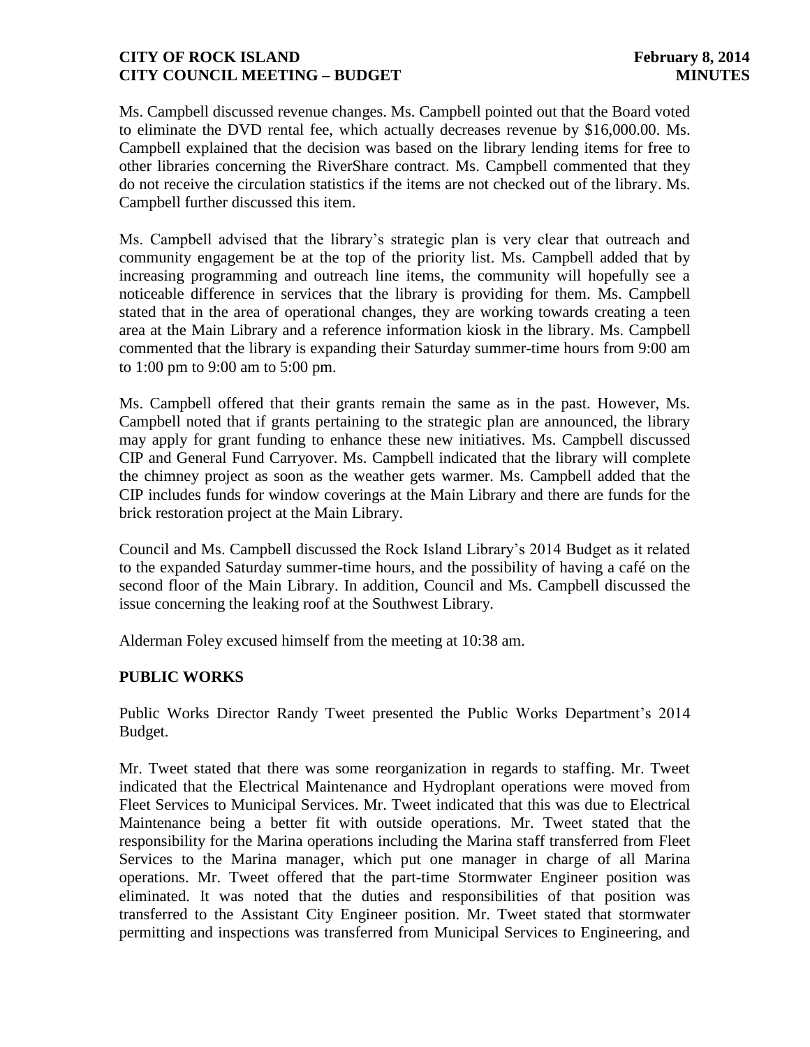Ms. Campbell discussed revenue changes. Ms. Campbell pointed out that the Board voted to eliminate the DVD rental fee, which actually decreases revenue by $16,000.00. Ms. Campbell explained that the decision was based on the library lending items for free to other libraries concerning the RiverShare contract. Ms. Campbell commented that they do not receive the circulation statistics if the items are not checked out of the library. Ms. Campbell further discussed this item.

Ms. Campbell advised that the library's strategic plan is very clear that outreach and community engagement be at the top of the priority list. Ms. Campbell added that by increasing programming and outreach line items, the community will hopefully see a noticeable difference in services that the library is providing for them. Ms. Campbell stated that in the area of operational changes, they are working towards creating a teen area at the Main Library and a reference information kiosk in the library. Ms. Campbell commented that the library is expanding their Saturday summer-time hours from 9:00 am to 1:00 pm to 9:00 am to 5:00 pm.

Ms. Campbell offered that their grants remain the same as in the past. However, Ms. Campbell noted that if grants pertaining to the strategic plan are announced, the library may apply for grant funding to enhance these new initiatives. Ms. Campbell discussed CIP and General Fund Carryover. Ms. Campbell indicated that the library will complete the chimney project as soon as the weather gets warmer. Ms. Campbell added that the CIP includes funds for window coverings at the Main Library and there are funds for the brick restoration project at the Main Library.

Council and Ms. Campbell discussed the Rock Island Library's 2014 Budget as it related to the expanded Saturday summer-time hours, and the possibility of having a café on the second floor of the Main Library. In addition, Council and Ms. Campbell discussed the issue concerning the leaking roof at the Southwest Library.

Alderman Foley excused himself from the meeting at 10:38 am.

## PUBLIC WORKS

Public Works Director Randy Tweet presented the Public Works Department's 2014 Budget.

Mr. Tweet stated that there was some reorganization in regards to staffing. Mr. Tweet indicated that the Electrical Maintenance and Hydroplant operations were moved from Fleet Services to Municipal Services. Mr. Tweet indicated that this was due to Electrical Maintenance being a better fit with outside operations. Mr. Tweet stated that the responsibility for the Marina operations including the Marina staff transferred from Fleet Services to the Marina manager, which put one manager in charge of all Marina operations. Mr. Tweet offered that the part-time Stormwater Engineer position was eliminated. It was noted that the duties and responsibilities of that position was transferred to the Assistant City Engineer position. Mr. Tweet stated that stormwater permitting and inspections was transferred from Municipal Services to Engineering, and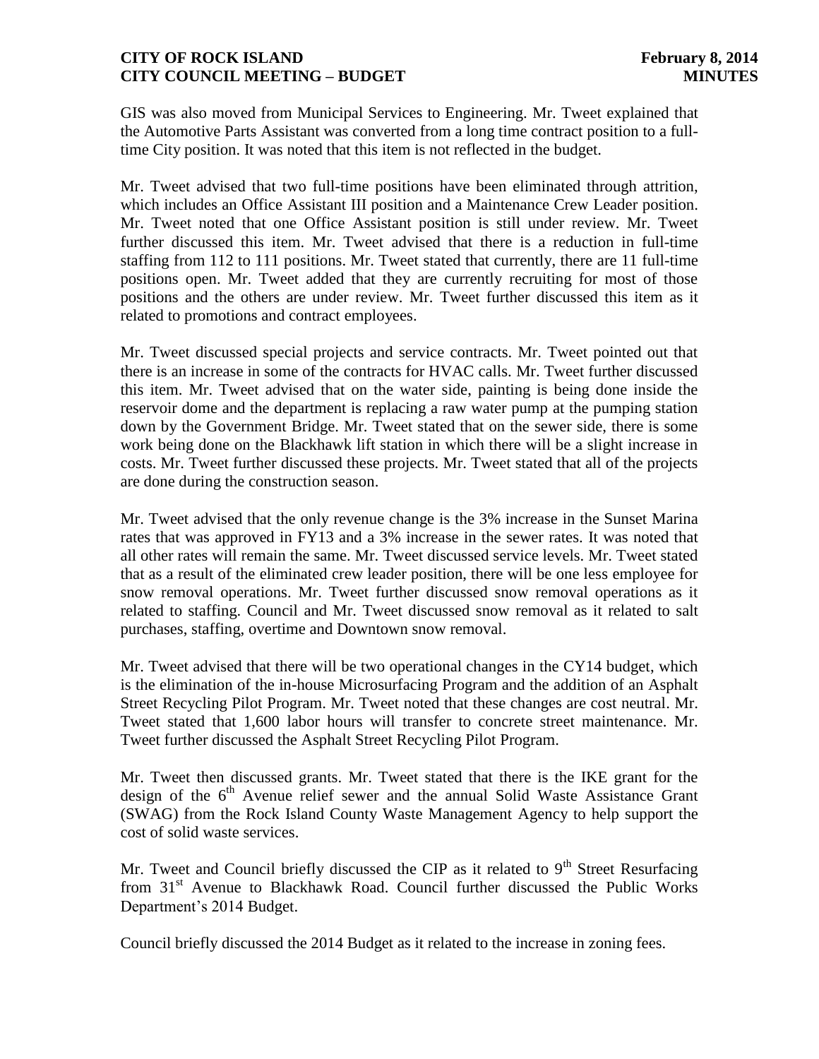GIS was also moved from Municipal Services to Engineering. Mr. Tweet explained that the Automotive Parts Assistant was converted from a long time contract position to a full-time City position. It was noted that this item is not reflected in the budget.

Mr. Tweet advised that two full-time positions have been eliminated through attrition, which includes an Office Assistant III position and a Maintenance Crew Leader position. Mr. Tweet noted that one Office Assistant position is still under review. Mr. Tweet further discussed this item. Mr. Tweet advised that there is a reduction in full-time staffing from 112 to 111 positions. Mr. Tweet stated that currently, there are 11 full-time positions open. Mr. Tweet added that they are currently recruiting for most of those positions and the others are under review. Mr. Tweet further discussed this item as it related to promotions and contract employees.

Mr. Tweet discussed special projects and service contracts. Mr. Tweet pointed out that there is an increase in some of the contracts for HVAC calls. Mr. Tweet further discussed this item. Mr. Tweet advised that on the water side, painting is being done inside the reservoir dome and the department is replacing a raw water pump at the pumping station down by the Government Bridge. Mr. Tweet stated that on the sewer side, there is some work being done on the Blackhawk lift station in which there will be a slight increase in costs. Mr. Tweet further discussed these projects. Mr. Tweet stated that all of the projects are done during the construction season.

Mr. Tweet advised that the only revenue change is the 3% increase in the Sunset Marina rates that was approved in FY13 and a 3% increase in the sewer rates. It was noted that all other rates will remain the same. Mr. Tweet discussed service levels. Mr. Tweet stated that as a result of the eliminated crew leader position, there will be one less employee for snow removal operations. Mr. Tweet further discussed snow removal operations as it related to staffing. Council and Mr. Tweet discussed snow removal as it related to salt purchases, staffing, overtime and Downtown snow removal.

Mr. Tweet advised that there will be two operational changes in the CY14 budget, which is the elimination of the in-house Microsurfacing Program and the addition of an Asphalt Street Recycling Pilot Program. Mr. Tweet noted that these changes are cost neutral. Mr. Tweet stated that 1,600 labor hours will transfer to concrete street maintenance. Mr. Tweet further discussed the Asphalt Street Recycling Pilot Program.

Mr. Tweet then discussed grants. Mr. Tweet stated that there is the IKE grant for the design of the 6th Avenue relief sewer and the annual Solid Waste Assistance Grant (SWAG) from the Rock Island County Waste Management Agency to help support the cost of solid waste services.

Mr. Tweet and Council briefly discussed the CIP as it related to 9th Street Resurfacing from 31st Avenue to Blackhawk Road. Council further discussed the Public Works Department's 2014 Budget.

Council briefly discussed the 2014 Budget as it related to the increase in zoning fees.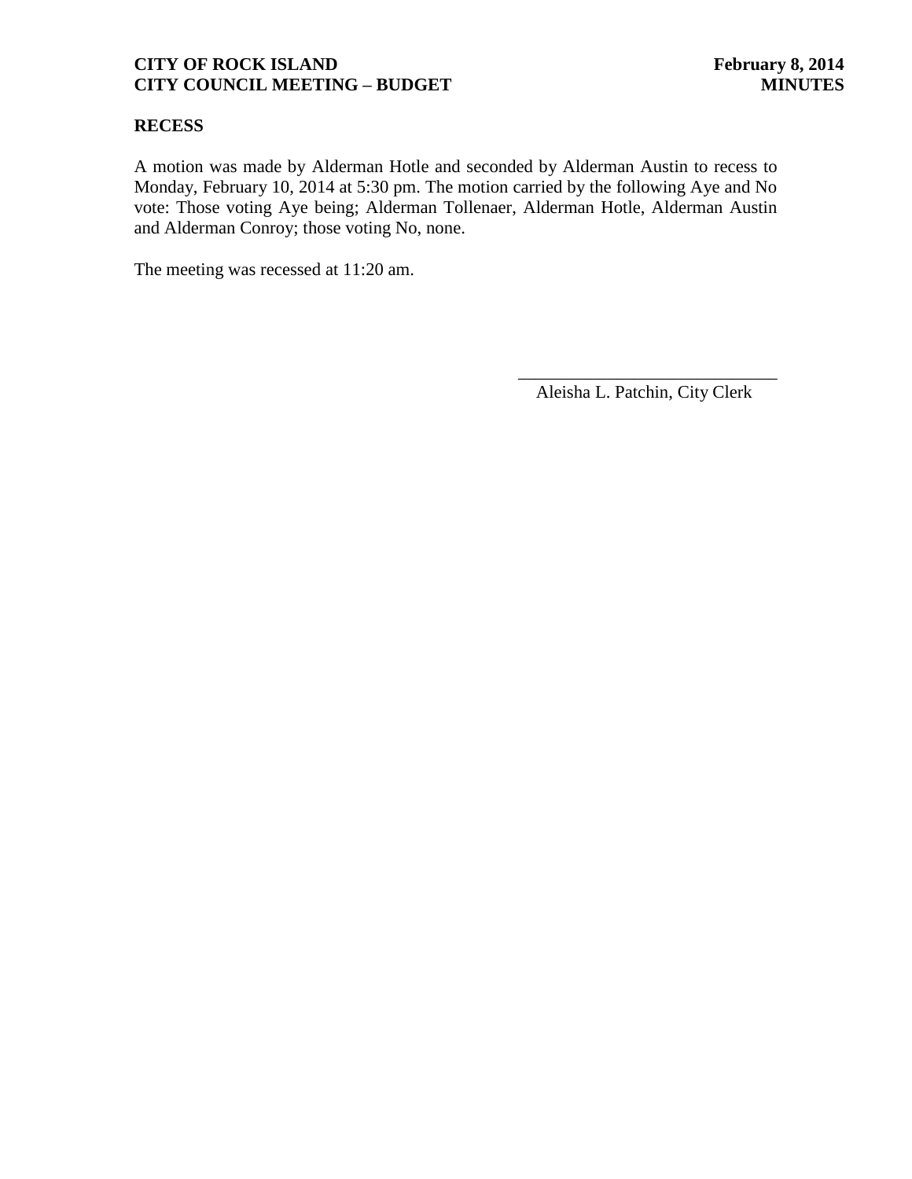## RECESS

A motion was made by Alderman Hotle and seconded by Alderman Austin to recess to Monday, February 10, 2014 at 5:30 pm. The motion carried by the following Aye and No vote: Those voting Aye being; Alderman Tollenaer, Alderman Hotle, Alderman Austin and Alderman Conroy; those voting No, none.

The meeting was recessed at 11:20 am.

\_\_\_\_\_\_\_\_\_\_\_\_\_\_\_\_\_\_\_\_\_\_\_\_\_\_\_\_\_\_

Aleisha L. Patchin, City Clerk